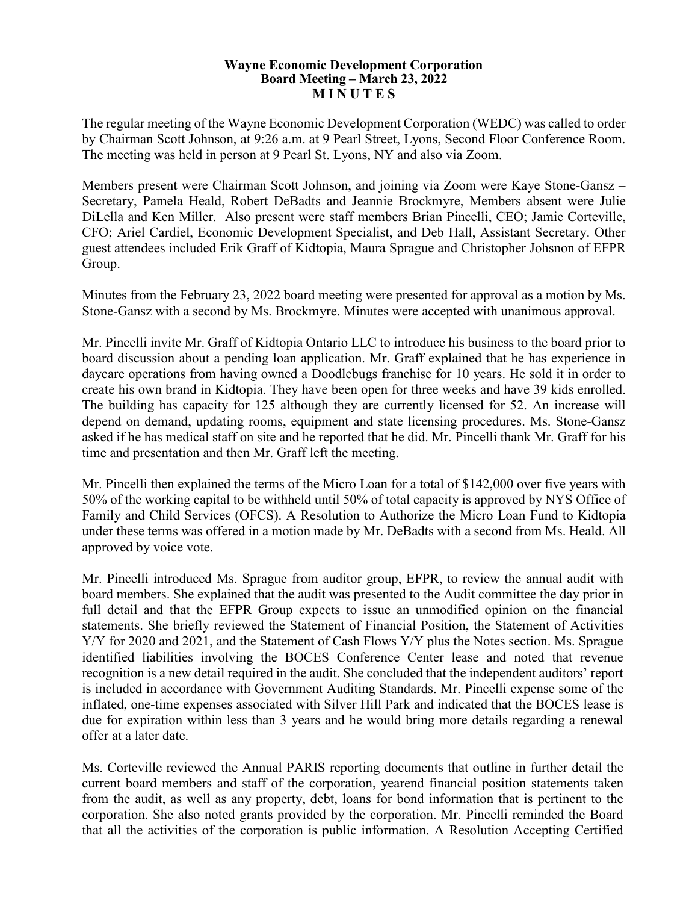**Wayne Economic Development Corporation**
**Board Meeting – March 23, 2022**
**M I N U T E S**

The regular meeting of the Wayne Economic Development Corporation (WEDC) was called to order by Chairman Scott Johnson, at 9:26 a.m. at 9 Pearl Street, Lyons, Second Floor Conference Room. The meeting was held in person at 9 Pearl St. Lyons, NY and also via Zoom.

Members present were Chairman Scott Johnson, and joining via Zoom were Kaye Stone-Gansz – Secretary, Pamela Heald, Robert DeBadts and Jeannie Brockmyre, Members absent were Julie DiLella and Ken Miller. Also present were staff members Brian Pincelli, CEO; Jamie Corteville, CFO; Ariel Cardiel, Economic Development Specialist, and Deb Hall, Assistant Secretary. Other guest attendees included Erik Graff of Kidtopia, Maura Sprague and Christopher Johsnon of EFPR Group.

Minutes from the February 23, 2022 board meeting were presented for approval as a motion by Ms. Stone-Gansz with a second by Ms. Brockmyre. Minutes were accepted with unanimous approval.

Mr. Pincelli invite Mr. Graff of Kidtopia Ontario LLC to introduce his business to the board prior to board discussion about a pending loan application. Mr. Graff explained that he has experience in daycare operations from having owned a Doodlebugs franchise for 10 years. He sold it in order to create his own brand in Kidtopia. They have been open for three weeks and have 39 kids enrolled. The building has capacity for 125 although they are currently licensed for 52. An increase will depend on demand, updating rooms, equipment and state licensing procedures. Ms. Stone-Gansz asked if he has medical staff on site and he reported that he did. Mr. Pincelli thank Mr. Graff for his time and presentation and then Mr. Graff left the meeting.

Mr. Pincelli then explained the terms of the Micro Loan for a total of $142,000 over five years with 50% of the working capital to be withheld until 50% of total capacity is approved by NYS Office of Family and Child Services (OFCS). A Resolution to Authorize the Micro Loan Fund to Kidtopia under these terms was offered in a motion made by Mr. DeBadts with a second from Ms. Heald. All approved by voice vote.

Mr. Pincelli introduced Ms. Sprague from auditor group, EFPR, to review the annual audit with board members. She explained that the audit was presented to the Audit committee the day prior in full detail and that the EFPR Group expects to issue an unmodified opinion on the financial statements. She briefly reviewed the Statement of Financial Position, the Statement of Activities Y/Y for 2020 and 2021, and the Statement of Cash Flows Y/Y plus the Notes section. Ms. Sprague identified liabilities involving the BOCES Conference Center lease and noted that revenue recognition is a new detail required in the audit. She concluded that the independent auditors' report is included in accordance with Government Auditing Standards. Mr. Pincelli expense some of the inflated, one-time expenses associated with Silver Hill Park and indicated that the BOCES lease is due for expiration within less than 3 years and he would bring more details regarding a renewal offer at a later date.

Ms. Corteville reviewed the Annual PARIS reporting documents that outline in further detail the current board members and staff of the corporation, yearend financial position statements taken from the audit, as well as any property, debt, loans for bond information that is pertinent to the corporation. She also noted grants provided by the corporation. Mr. Pincelli reminded the Board that all the activities of the corporation is public information. A Resolution Accepting Certified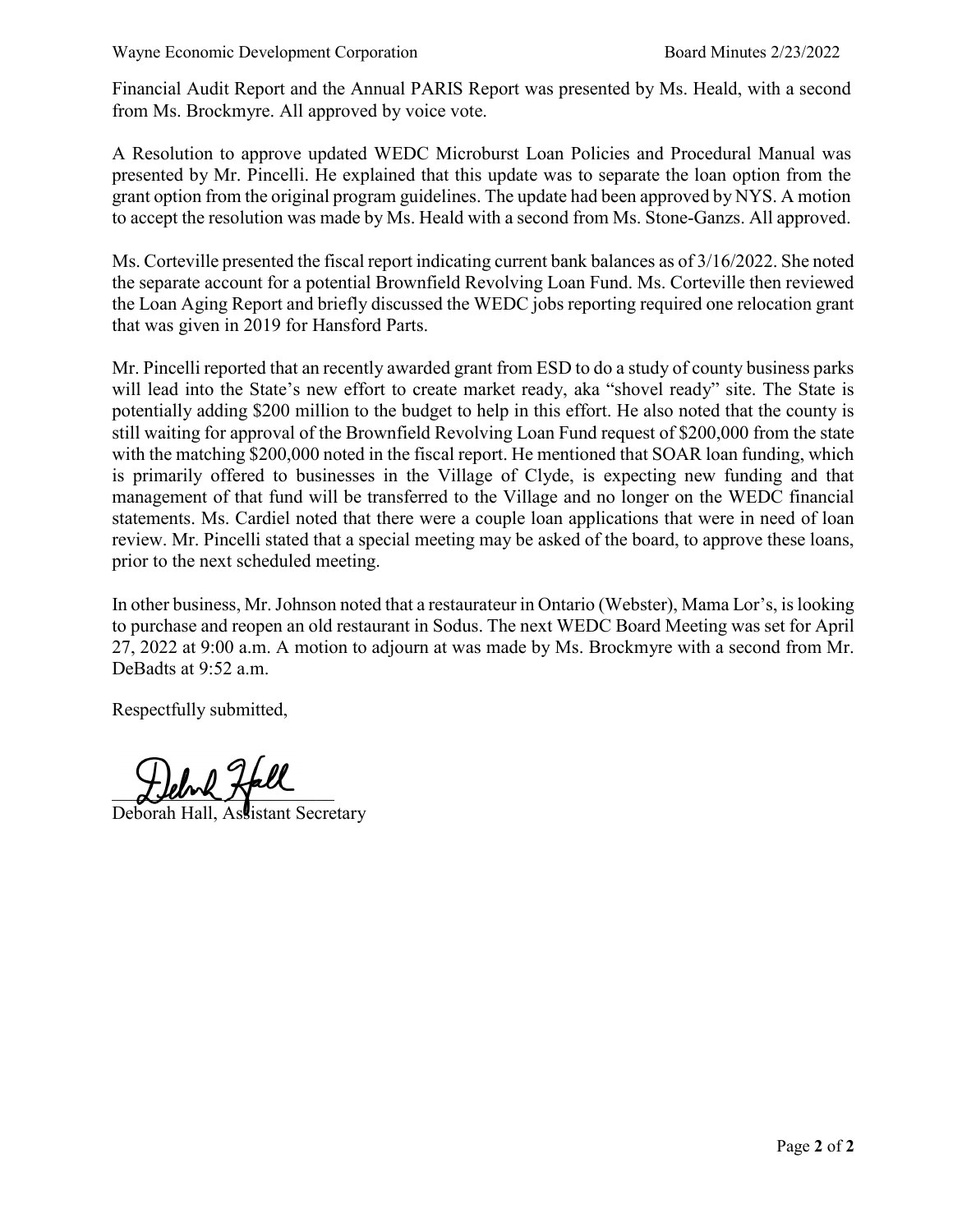Financial Audit Report and the Annual PARIS Report was presented by Ms. Heald, with a second from Ms. Brockmyre. All approved by voice vote.

A Resolution to approve updated WEDC Microburst Loan Policies and Procedural Manual was presented by Mr. Pincelli. He explained that this update was to separate the loan option from the grant option from the original program guidelines. The update had been approved by NYS. A motion to accept the resolution was made by Ms. Heald with a second from Ms. Stone-Ganzs. All approved.

Ms. Corteville presented the fiscal report indicating current bank balances as of 3/16/2022. She noted the separate account for a potential Brownfield Revolving Loan Fund. Ms. Corteville then reviewed the Loan Aging Report and briefly discussed the WEDC jobs reporting required one relocation grant that was given in 2019 for Hansford Parts.

Mr. Pincelli reported that an recently awarded grant from ESD to do a study of county business parks will lead into the State's new effort to create market ready, aka "shovel ready" site. The State is potentially adding $200 million to the budget to help in this effort. He also noted that the county is still waiting for approval of the Brownfield Revolving Loan Fund request of $200,000 from the state with the matching $200,000 noted in the fiscal report. He mentioned that SOAR loan funding, which is primarily offered to businesses in the Village of Clyde, is expecting new funding and that management of that fund will be transferred to the Village and no longer on the WEDC financial statements. Ms. Cardiel noted that there were a couple loan applications that were in need of loan review. Mr. Pincelli stated that a special meeting may be asked of the board, to approve these loans, prior to the next scheduled meeting.

In other business, Mr. Johnson noted that a restaurateur in Ontario (Webster), Mama Lor's, is looking to purchase and reopen an old restaurant in Sodus. The next WEDC Board Meeting was set for April 27, 2022 at 9:00 a.m. A motion to adjourn at was made by Ms. Brockmyre with a second from Mr. DeBadts at 9:52 a.m.

Respectfully submitted,

Deborah Hall, Assistant Secretary